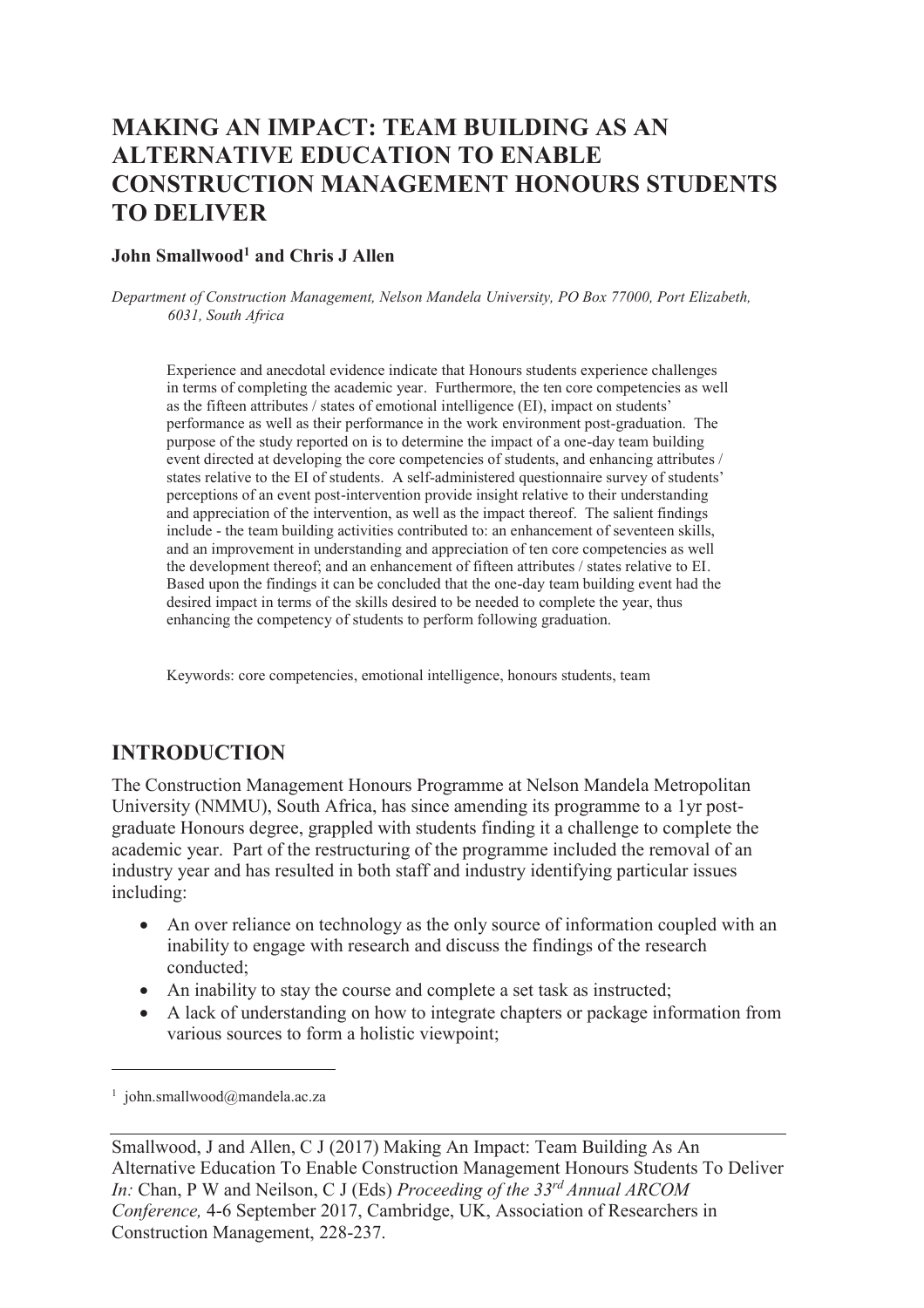# MAKING AN IMPACT: TEAM BUILDING AS AN ALTERNATIVE EDUCATION TO ENABLE CONSTRUCTION MANAGEMENT HONOURS STUDENTS TO DELIVER

**John Smallwood[1] and Chris J Allen**

*Department of Construction Management, Nelson Mandela University, PO Box 77000, Port Elizabeth, 6031, South Africa*

Experience and anecdotal evidence indicate that Honours students experience challenges in terms of completing the academic year. Furthermore, the ten core competencies as well as the fifteen attributes / states of emotional intelligence (EI), impact on students' performance as well as their performance in the work environment post-graduation. The purpose of the study reported on is to determine the impact of a one-day team building event directed at developing the core competencies of students, and enhancing attributes / states relative to the EI of students. A self-administered questionnaire survey of students' perceptions of an event post-intervention provide insight relative to their understanding and appreciation of the intervention, as well as the impact thereof. The salient findings include - the team building activities contributed to: an enhancement of seventeen skills, and an improvement in understanding and appreciation of ten core competencies as well the development thereof; and an enhancement of fifteen attributes / states relative to EI. Based upon the findings it can be concluded that the one-day team building event had the desired impact in terms of the skills desired to be needed to complete the year, thus enhancing the competency of students to perform following graduation.

Keywords: core competencies, emotional intelligence, honours students, team

## INTRODUCTION

The Construction Management Honours Programme at Nelson Mandela Metropolitan University (NMMU), South Africa, has since amending its programme to a 1yr post-graduate Honours degree, grappled with students finding it a challenge to complete the academic year. Part of the restructuring of the programme included the removal of an industry year and has resulted in both staff and industry identifying particular issues including:

- An over reliance on technology as the only source of information coupled with an inability to engage with research and discuss the findings of the research conducted;
- An inability to stay the course and complete a set task as instructed;
- A lack of understanding on how to integrate chapters or package information from various sources to form a holistic viewpoint;

[1] john.smallwood@mandela.ac.za

Smallwood, J and Allen, C J (2017) Making An Impact: Team Building As An Alternative Education To Enable Construction Management Honours Students To Deliver *In:* Chan, P W and Neilson, C J (Eds) *Proceeding of the 33rd Annual ARCOM Conference,* 4-6 September 2017, Cambridge, UK, Association of Researchers in Construction Management, 228-237.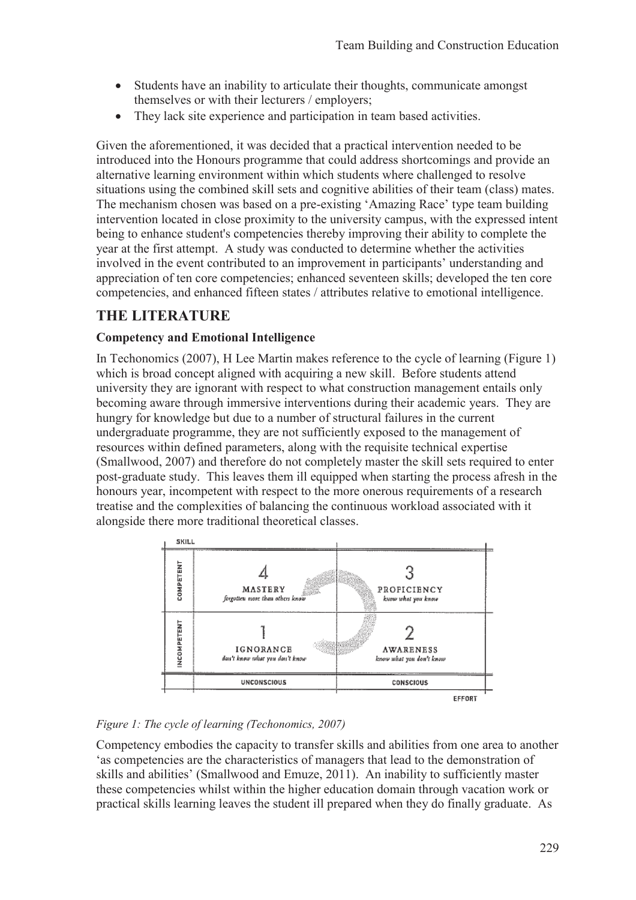- Students have an inability to articulate their thoughts, communicate amongst themselves or with their lecturers / employers;
- They lack site experience and participation in team based activities.

Given the aforementioned, it was decided that a practical intervention needed to be introduced into the Honours programme that could address shortcomings and provide an alternative learning environment within which students where challenged to resolve situations using the combined skill sets and cognitive abilities of their team (class) mates. The mechanism chosen was based on a pre-existing 'Amazing Race' type team building intervention located in close proximity to the university campus, with the expressed intent being to enhance student's competencies thereby improving their ability to complete the year at the first attempt. A study was conducted to determine whether the activities involved in the event contributed to an improvement in participants' understanding and appreciation of ten core competencies; enhanced seventeen skills; developed the ten core competencies, and enhanced fifteen states / attributes relative to emotional intelligence.

## THE LITERATURE

### Competency and Emotional Intelligence

In Techonomics (2007), H Lee Martin makes reference to the cycle of learning (Figure 1) which is broad concept aligned with acquiring a new skill. Before students attend university they are ignorant with respect to what construction management entails only becoming aware through immersive interventions during their academic years. They are hungry for knowledge but due to a number of structural failures in the current undergraduate programme, they are not sufficiently exposed to the management of resources within defined parameters, along with the requisite technical expertise (Smallwood, 2007) and therefore do not completely master the skill sets required to enter post-graduate study. This leaves them ill equipped when starting the process afresh in the honours year, incompetent with respect to the more onerous requirements of a research treatise and the complexities of balancing the continuous workload associated with it alongside there more traditional theoretical classes.

| SKILL | UNCONSCIOUS | CONSCIOUS |
|---|---|---|
| COMPETENT | 4 MASTERY *forgotten more than others know* | 3 PROFICIENCY *know what you know* |
| INCOMPETENT | 1 IGNORANCE *don't know what you don't know* | 2 AWARENESS *know what you don't know* |
| | | EFFORT |

*Figure 1: The cycle of learning (Techonomics, 2007)*

Competency embodies the capacity to transfer skills and abilities from one area to another 'as competencies are the characteristics of managers that lead to the demonstration of skills and abilities' (Smallwood and Emuze, 2011). An inability to sufficiently master these competencies whilst within the higher education domain through vacation work or practical skills learning leaves the student ill prepared when they do finally graduate. As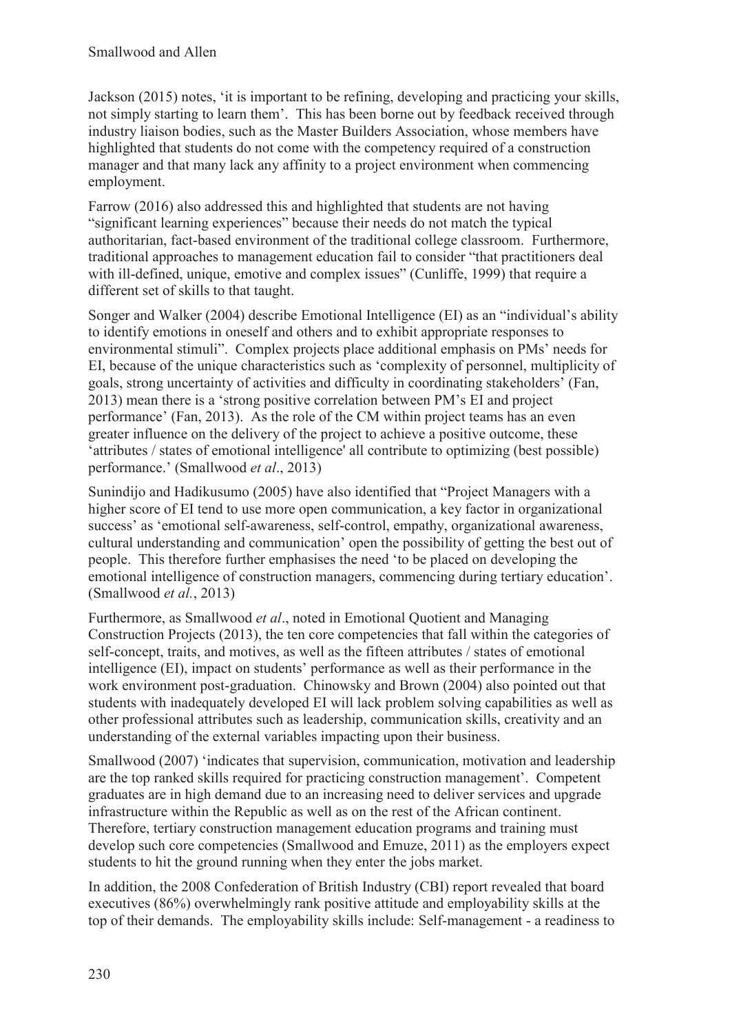Jackson (2015) notes, 'it is important to be refining, developing and practicing your skills, not simply starting to learn them'. This has been borne out by feedback received through industry liaison bodies, such as the Master Builders Association, whose members have highlighted that students do not come with the competency required of a construction manager and that many lack any affinity to a project environment when commencing employment.

Farrow (2016) also addressed this and highlighted that students are not having "significant learning experiences" because their needs do not match the typical authoritarian, fact-based environment of the traditional college classroom. Furthermore, traditional approaches to management education fail to consider "that practitioners deal with ill-defined, unique, emotive and complex issues" (Cunliffe, 1999) that require a different set of skills to that taught.

Songer and Walker (2004) describe Emotional Intelligence (EI) as an "individual's ability to identify emotions in oneself and others and to exhibit appropriate responses to environmental stimuli". Complex projects place additional emphasis on PMs' needs for EI, because of the unique characteristics such as 'complexity of personnel, multiplicity of goals, strong uncertainty of activities and difficulty in coordinating stakeholders' (Fan, 2013) mean there is a 'strong positive correlation between PM's EI and project performance' (Fan, 2013). As the role of the CM within project teams has an even greater influence on the delivery of the project to achieve a positive outcome, these 'attributes / states of emotional intelligence' all contribute to optimizing (best possible) performance.' (Smallwood *et al*., 2013)

Sunindijo and Hadikusumo (2005) have also identified that "Project Managers with a higher score of EI tend to use more open communication, a key factor in organizational success' as 'emotional self-awareness, self-control, empathy, organizational awareness, cultural understanding and communication' open the possibility of getting the best out of people. This therefore further emphasises the need 'to be placed on developing the emotional intelligence of construction managers, commencing during tertiary education'. (Smallwood *et al.*, 2013)

Furthermore, as Smallwood *et al*., noted in Emotional Quotient and Managing Construction Projects (2013), the ten core competencies that fall within the categories of self-concept, traits, and motives, as well as the fifteen attributes / states of emotional intelligence (EI), impact on students' performance as well as their performance in the work environment post-graduation. Chinowsky and Brown (2004) also pointed out that students with inadequately developed EI will lack problem solving capabilities as well as other professional attributes such as leadership, communication skills, creativity and an understanding of the external variables impacting upon their business.

Smallwood (2007) 'indicates that supervision, communication, motivation and leadership are the top ranked skills required for practicing construction management'. Competent graduates are in high demand due to an increasing need to deliver services and upgrade infrastructure within the Republic as well as on the rest of the African continent. Therefore, tertiary construction management education programs and training must develop such core competencies (Smallwood and Emuze, 2011) as the employers expect students to hit the ground running when they enter the jobs market.

In addition, the 2008 Confederation of British Industry (CBI) report revealed that board executives (86%) overwhelmingly rank positive attitude and employability skills at the top of their demands. The employability skills include: Self-management - a readiness to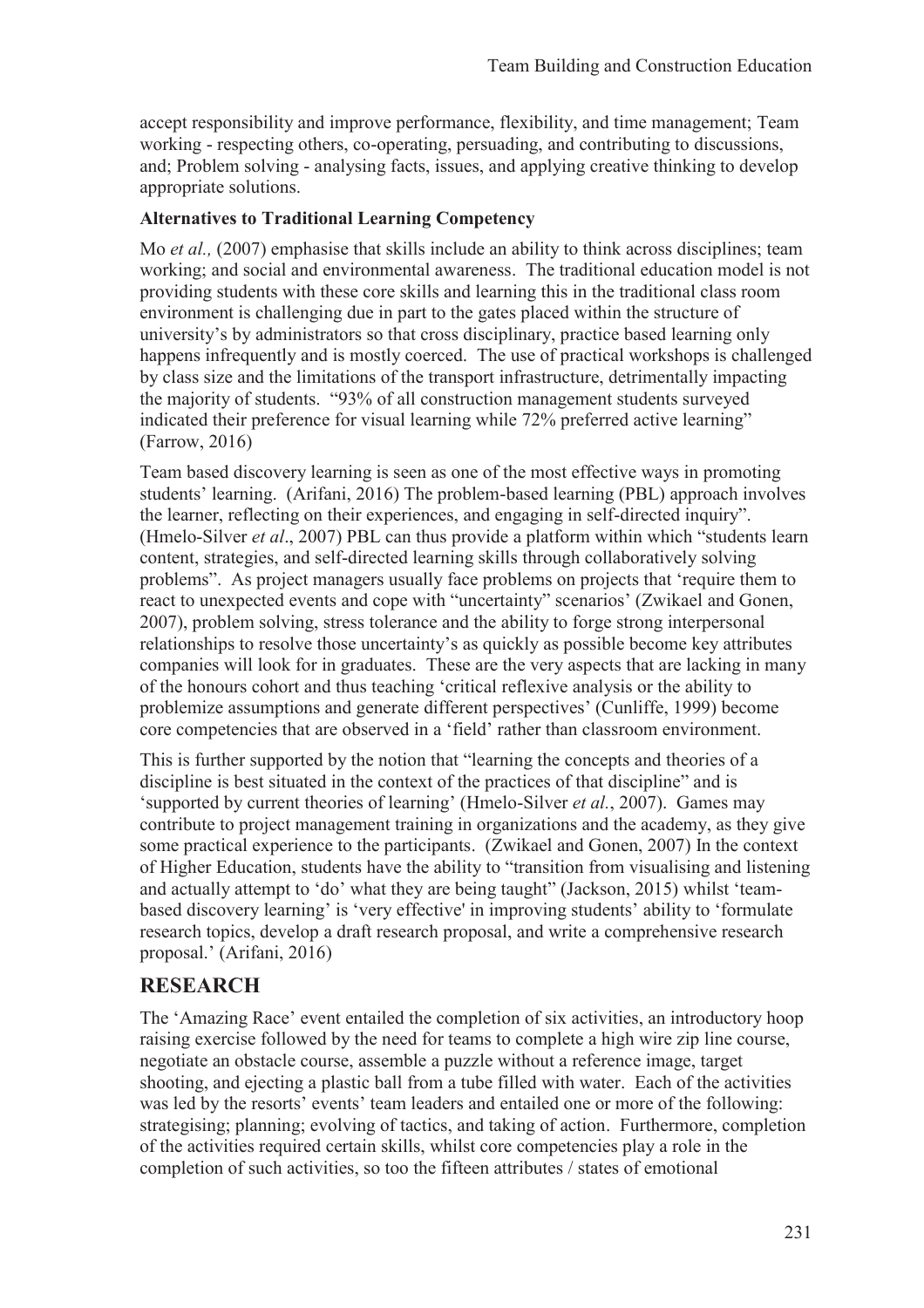accept responsibility and improve performance, flexibility, and time management; Team working - respecting others, co-operating, persuading, and contributing to discussions, and; Problem solving - analysing facts, issues, and applying creative thinking to develop appropriate solutions.

### Alternatives to Traditional Learning Competency

Mo *et al.,* (2007) emphasise that skills include an ability to think across disciplines; team working; and social and environmental awareness. The traditional education model is not providing students with these core skills and learning this in the traditional class room environment is challenging due in part to the gates placed within the structure of university's by administrators so that cross disciplinary, practice based learning only happens infrequently and is mostly coerced. The use of practical workshops is challenged by class size and the limitations of the transport infrastructure, detrimentally impacting the majority of students. "93% of all construction management students surveyed indicated their preference for visual learning while 72% preferred active learning" (Farrow, 2016)

Team based discovery learning is seen as one of the most effective ways in promoting students' learning. (Arifani, 2016) The problem-based learning (PBL) approach involves the learner, reflecting on their experiences, and engaging in self-directed inquiry". (Hmelo-Silver *et al*., 2007) PBL can thus provide a platform within which "students learn content, strategies, and self-directed learning skills through collaboratively solving problems". As project managers usually face problems on projects that 'require them to react to unexpected events and cope with "uncertainty" scenarios' (Zwikael and Gonen, 2007), problem solving, stress tolerance and the ability to forge strong interpersonal relationships to resolve those uncertainty's as quickly as possible become key attributes companies will look for in graduates. These are the very aspects that are lacking in many of the honours cohort and thus teaching 'critical reflexive analysis or the ability to problemize assumptions and generate different perspectives' (Cunliffe, 1999) become core competencies that are observed in a 'field' rather than classroom environment.

This is further supported by the notion that "learning the concepts and theories of a discipline is best situated in the context of the practices of that discipline" and is 'supported by current theories of learning' (Hmelo-Silver *et al.*, 2007). Games may contribute to project management training in organizations and the academy, as they give some practical experience to the participants. (Zwikael and Gonen, 2007) In the context of Higher Education, students have the ability to "transition from visualising and listening and actually attempt to 'do' what they are being taught" (Jackson, 2015) whilst 'team-based discovery learning' is 'very effective' in improving students' ability to 'formulate research topics, develop a draft research proposal, and write a comprehensive research proposal.' (Arifani, 2016)

## RESEARCH

The 'Amazing Race' event entailed the completion of six activities, an introductory hoop raising exercise followed by the need for teams to complete a high wire zip line course, negotiate an obstacle course, assemble a puzzle without a reference image, target shooting, and ejecting a plastic ball from a tube filled with water. Each of the activities was led by the resorts' events' team leaders and entailed one or more of the following: strategising; planning; evolving of tactics, and taking of action. Furthermore, completion of the activities required certain skills, whilst core competencies play a role in the completion of such activities, so too the fifteen attributes / states of emotional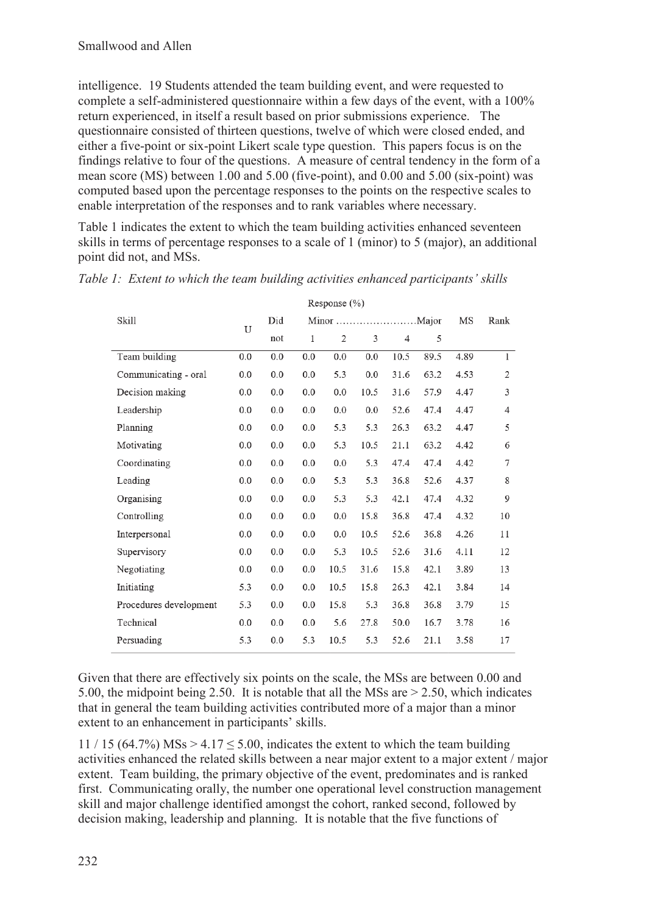intelligence. 19 Students attended the team building event, and were requested to complete a self-administered questionnaire within a few days of the event, with a 100% return experienced, in itself a result based on prior submissions experience. The questionnaire consisted of thirteen questions, twelve of which were closed ended, and either a five-point or six-point Likert scale type question. This papers focus is on the findings relative to four of the questions. A measure of central tendency in the form of a mean score (MS) between 1.00 and 5.00 (five-point), and 0.00 and 5.00 (six-point) was computed based upon the percentage responses to the points on the respective scales to enable interpretation of the responses and to rank variables where necessary.

Table 1 indicates the extent to which the team building activities enhanced seventeen skills in terms of percentage responses to a scale of 1 (minor) to 5 (major), an additional point did not, and MSs.

*Table 1: Extent to which the team building activities enhanced participants' skills*

| Skill | Response (%) | | | | | | | MS | Rank |
|---|---|---|---|---|---|---|---|---|---|
| | U | Did not | Minor ……………………Major | | | | | | |
| | | | 1 | 2 | 3 | 4 | 5 | | |
| Team building | 0.0 | 0.0 | 0.0 | 0.0 | 0.0 | 10.5 | 89.5 | 4.89 | 1 |
| Communicating - oral | 0.0 | 0.0 | 0.0 | 5.3 | 0.0 | 31.6 | 63.2 | 4.53 | 2 |
| Decision making | 0.0 | 0.0 | 0.0 | 0.0 | 10.5 | 31.6 | 57.9 | 4.47 | 3 |
| Leadership | 0.0 | 0.0 | 0.0 | 0.0 | 0.0 | 52.6 | 47.4 | 4.47 | 4 |
| Planning | 0.0 | 0.0 | 0.0 | 5.3 | 5.3 | 26.3 | 63.2 | 4.47 | 5 |
| Motivating | 0.0 | 0.0 | 0.0 | 5.3 | 10.5 | 21.1 | 63.2 | 4.42 | 6 |
| Coordinating | 0.0 | 0.0 | 0.0 | 0.0 | 5.3 | 47.4 | 47.4 | 4.42 | 7 |
| Leading | 0.0 | 0.0 | 0.0 | 5.3 | 5.3 | 36.8 | 52.6 | 4.37 | 8 |
| Organising | 0.0 | 0.0 | 0.0 | 5.3 | 5.3 | 42.1 | 47.4 | 4.32 | 9 |
| Controlling | 0.0 | 0.0 | 0.0 | 0.0 | 15.8 | 36.8 | 47.4 | 4.32 | 10 |
| Interpersonal | 0.0 | 0.0 | 0.0 | 0.0 | 10.5 | 52.6 | 36.8 | 4.26 | 11 |
| Supervisory | 0.0 | 0.0 | 0.0 | 5.3 | 10.5 | 52.6 | 31.6 | 4.11 | 12 |
| Negotiating | 0.0 | 0.0 | 0.0 | 10.5 | 31.6 | 15.8 | 42.1 | 3.89 | 13 |
| Initiating | 5.3 | 0.0 | 0.0 | 10.5 | 15.8 | 26.3 | 42.1 | 3.84 | 14 |
| Procedures development | 5.3 | 0.0 | 0.0 | 15.8 | 5.3 | 36.8 | 36.8 | 3.79 | 15 |
| Technical | 0.0 | 0.0 | 0.0 | 5.6 | 27.8 | 50.0 | 16.7 | 3.78 | 16 |
| Persuading | 5.3 | 0.0 | 5.3 | 10.5 | 5.3 | 52.6 | 21.1 | 3.58 | 17 |

Given that there are effectively six points on the scale, the MSs are between 0.00 and 5.00, the midpoint being 2.50. It is notable that all the MSs are > 2.50, which indicates that in general the team building activities contributed more of a major than a minor extent to an enhancement in participants' skills.

11 / 15 (64.7%) MSs > 4.17 ≤ 5.00, indicates the extent to which the team building activities enhanced the related skills between a near major extent to a major extent / major extent. Team building, the primary objective of the event, predominates and is ranked first. Communicating orally, the number one operational level construction management skill and major challenge identified amongst the cohort, ranked second, followed by decision making, leadership and planning. It is notable that the five functions of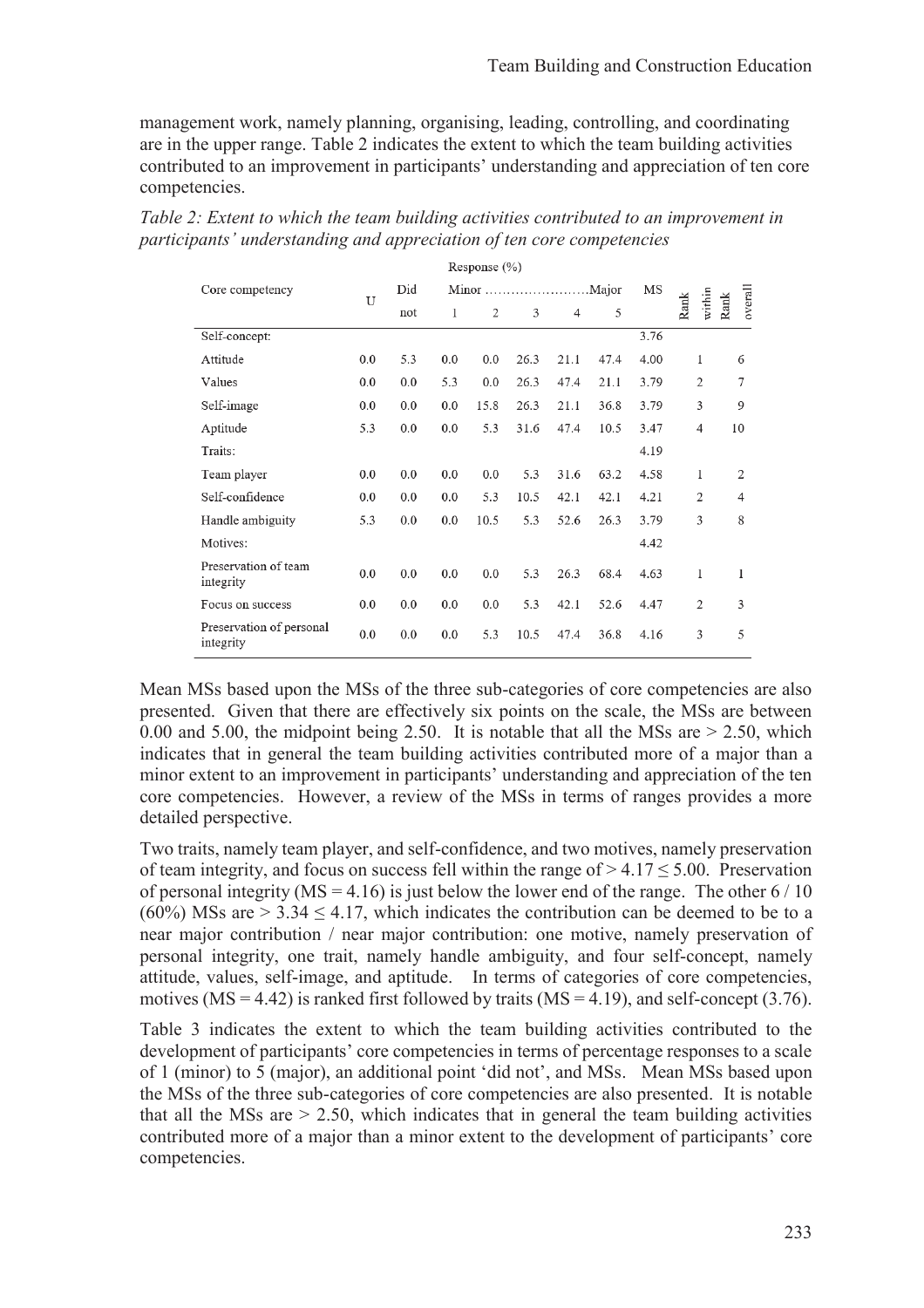management work, namely planning, organising, leading, controlling, and coordinating are in the upper range. Table 2 indicates the extent to which the team building activities contributed to an improvement in participants' understanding and appreciation of ten core competencies.

*Table 2: Extent to which the team building activities contributed to an improvement in participants' understanding and appreciation of ten core competencies*

| Core competency | Response (%) | | | | | | | MS | Rank within | Rank overall |
|---|---|---|---|---|---|---|---|---|---|---|
| | U | Did not | Minor ……………………Major | | | | | | | |
| | | | 1 | 2 | 3 | 4 | 5 | | | |
| Self-concept: | | | | | | | | 3.76 | | |
| Attitude | 0.0 | 5.3 | 0.0 | 0.0 | 26.3 | 21.1 | 47.4 | 4.00 | 1 | 6 |
| Values | 0.0 | 0.0 | 5.3 | 0.0 | 26.3 | 47.4 | 21.1 | 3.79 | 2 | 7 |
| Self-image | 0.0 | 0.0 | 0.0 | 15.8 | 26.3 | 21.1 | 36.8 | 3.79 | 3 | 9 |
| Aptitude | 5.3 | 0.0 | 0.0 | 5.3 | 31.6 | 47.4 | 10.5 | 3.47 | 4 | 10 |
| Traits: | | | | | | | | 4.19 | | |
| Team player | 0.0 | 0.0 | 0.0 | 0.0 | 5.3 | 31.6 | 63.2 | 4.58 | 1 | 2 |
| Self-confidence | 0.0 | 0.0 | 0.0 | 5.3 | 10.5 | 42.1 | 42.1 | 4.21 | 2 | 4 |
| Handle ambiguity | 5.3 | 0.0 | 0.0 | 10.5 | 5.3 | 52.6 | 26.3 | 3.79 | 3 | 8 |
| Motives: | | | | | | | | 4.42 | | |
| Preservation of team integrity | 0.0 | 0.0 | 0.0 | 0.0 | 5.3 | 26.3 | 68.4 | 4.63 | 1 | 1 |
| Focus on success | 0.0 | 0.0 | 0.0 | 0.0 | 5.3 | 42.1 | 52.6 | 4.47 | 2 | 3 |
| Preservation of personal integrity | 0.0 | 0.0 | 0.0 | 5.3 | 10.5 | 47.4 | 36.8 | 4.16 | 3 | 5 |

Mean MSs based upon the MSs of the three sub-categories of core competencies are also presented. Given that there are effectively six points on the scale, the MSs are between 0.00 and 5.00, the midpoint being 2.50. It is notable that all the MSs are > 2.50, which indicates that in general the team building activities contributed more of a major than a minor extent to an improvement in participants' understanding and appreciation of the ten core competencies. However, a review of the MSs in terms of ranges provides a more detailed perspective.

Two traits, namely team player, and self-confidence, and two motives, namely preservation of team integrity, and focus on success fell within the range of $> 4.17 \leq 5.00$. Preservation of personal integrity (MS = 4.16) is just below the lower end of the range. The other 6 / 10 (60%) MSs are $> 3.34 \leq 4.17$, which indicates the contribution can be deemed to be to a near major contribution / near major contribution: one motive, namely preservation of personal integrity, one trait, namely handle ambiguity, and four self-concept, namely attitude, values, self-image, and aptitude. In terms of categories of core competencies, motives (MS = 4.42) is ranked first followed by traits (MS = 4.19), and self-concept (3.76).

Table 3 indicates the extent to which the team building activities contributed to the development of participants' core competencies in terms of percentage responses to a scale of 1 (minor) to 5 (major), an additional point 'did not', and MSs. Mean MSs based upon the MSs of the three sub-categories of core competencies are also presented. It is notable that all the MSs are > 2.50, which indicates that in general the team building activities contributed more of a major than a minor extent to the development of participants' core competencies.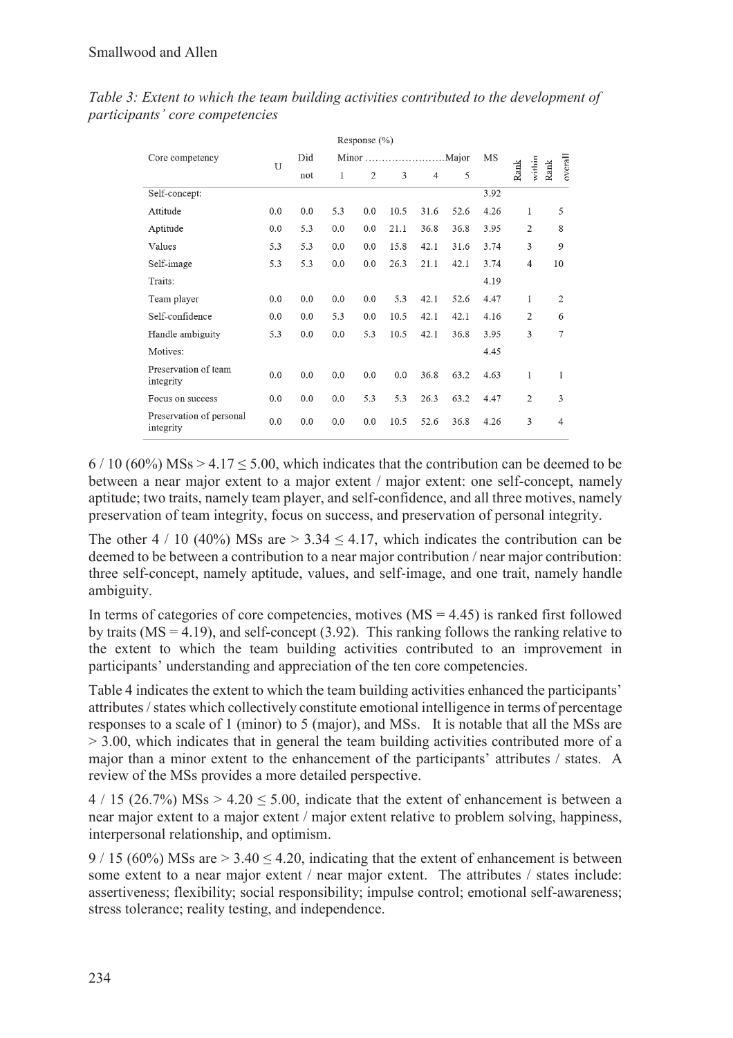*Table 3: Extent to which the team building activities contributed to the development of participants' core competencies*

| Core competency | Response (%) | | | | | | | MS | Rank within | Rank overall |
|---|---|---|---|---|---|---|---|---|---|---|
| | U | Did not | Minor ……………………Major | | | | | | | |
| | | | 1 | 2 | 3 | 4 | 5 | | | |
| Self-concept: | | | | | | | | 3.92 | | |
| Attitude | 0.0 | 0.0 | 5.3 | 0.0 | 10.5 | 31.6 | 52.6 | 4.26 | 1 | 5 |
| Aptitude | 0.0 | 5.3 | 0.0 | 0.0 | 21.1 | 36.8 | 36.8 | 3.95 | 2 | 8 |
| Values | 5.3 | 5.3 | 0.0 | 0.0 | 15.8 | 42.1 | 31.6 | 3.74 | 3 | 9 |
| Self-image | 5.3 | 5.3 | 0.0 | 0.0 | 26.3 | 21.1 | 42.1 | 3.74 | 4 | 10 |
| Traits: | | | | | | | | 4.19 | | |
| Team player | 0.0 | 0.0 | 0.0 | 0.0 | 5.3 | 42.1 | 52.6 | 4.47 | 1 | 2 |
| Self-confidence | 0.0 | 0.0 | 5.3 | 0.0 | 10.5 | 42.1 | 42.1 | 4.16 | 2 | 6 |
| Handle ambiguity | 5.3 | 0.0 | 0.0 | 5.3 | 10.5 | 42.1 | 36.8 | 3.95 | 3 | 7 |
| Motives: | | | | | | | | 4.45 | | |
| Preservation of team integrity | 0.0 | 0.0 | 0.0 | 0.0 | 0.0 | 36.8 | 63.2 | 4.63 | 1 | 1 |
| Focus on success | 0.0 | 0.0 | 0.0 | 5.3 | 5.3 | 26.3 | 63.2 | 4.47 | 2 | 3 |
| Preservation of personal integrity | 0.0 | 0.0 | 0.0 | 0.0 | 10.5 | 52.6 | 36.8 | 4.26 | 3 | 4 |

6 / 10 (60%) MSs > 4.17 ≤ 5.00, which indicates that the contribution can be deemed to be between a near major extent to a major extent / major extent: one self-concept, namely aptitude; two traits, namely team player, and self-confidence, and all three motives, namely preservation of team integrity, focus on success, and preservation of personal integrity.

The other 4 / 10 (40%) MSs are > 3.34 ≤ 4.17, which indicates the contribution can be deemed to be between a contribution to a near major contribution / near major contribution: three self-concept, namely aptitude, values, and self-image, and one trait, namely handle ambiguity.

In terms of categories of core competencies, motives (MS = 4.45) is ranked first followed by traits (MS = 4.19), and self-concept (3.92). This ranking follows the ranking relative to the extent to which the team building activities contributed to an improvement in participants' understanding and appreciation of the ten core competencies.

Table 4 indicates the extent to which the team building activities enhanced the participants' attributes / states which collectively constitute emotional intelligence in terms of percentage responses to a scale of 1 (minor) to 5 (major), and MSs. It is notable that all the MSs are > 3.00, which indicates that in general the team building activities contributed more of a major than a minor extent to the enhancement of the participants' attributes / states. A review of the MSs provides a more detailed perspective.

4 / 15 (26.7%) MSs > 4.20 ≤ 5.00, indicate that the extent of enhancement is between a near major extent to a major extent / major extent relative to problem solving, happiness, interpersonal relationship, and optimism.

9 / 15 (60%) MSs are > 3.40 ≤ 4.20, indicating that the extent of enhancement is between some extent to a near major extent / near major extent. The attributes / states include: assertiveness; flexibility; social responsibility; impulse control; emotional self-awareness; stress tolerance; reality testing, and independence.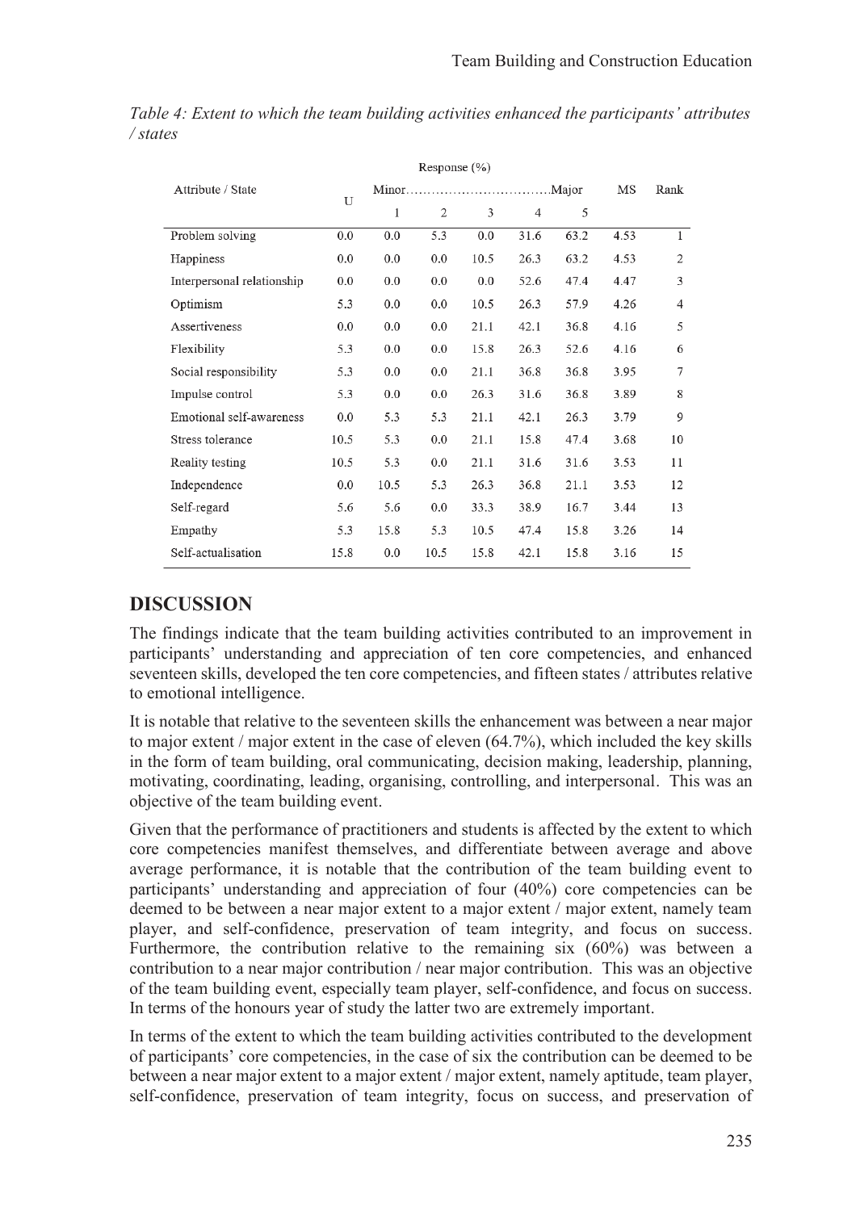*Table 4: Extent to which the team building activities enhanced the participants' attributes / states*

| Attribute / State | Response (%) | | | | | | MS | Rank |
|---|---|---|---|---|---|---|---|---|
| | U | Minor……………………………Major | | | | | | |
| | | 1 | 2 | 3 | 4 | 5 | | |
| Problem solving | 0.0 | 0.0 | 5.3 | 0.0 | 31.6 | 63.2 | 4.53 | 1 |
| Happiness | 0.0 | 0.0 | 0.0 | 10.5 | 26.3 | 63.2 | 4.53 | 2 |
| Interpersonal relationship | 0.0 | 0.0 | 0.0 | 0.0 | 52.6 | 47.4 | 4.47 | 3 |
| Optimism | 5.3 | 0.0 | 0.0 | 10.5 | 26.3 | 57.9 | 4.26 | 4 |
| Assertiveness | 0.0 | 0.0 | 0.0 | 21.1 | 42.1 | 36.8 | 4.16 | 5 |
| Flexibility | 5.3 | 0.0 | 0.0 | 15.8 | 26.3 | 52.6 | 4.16 | 6 |
| Social responsibility | 5.3 | 0.0 | 0.0 | 21.1 | 36.8 | 36.8 | 3.95 | 7 |
| Impulse control | 5.3 | 0.0 | 0.0 | 26.3 | 31.6 | 36.8 | 3.89 | 8 |
| Emotional self-awareness | 0.0 | 5.3 | 5.3 | 21.1 | 42.1 | 26.3 | 3.79 | 9 |
| Stress tolerance | 10.5 | 5.3 | 0.0 | 21.1 | 15.8 | 47.4 | 3.68 | 10 |
| Reality testing | 10.5 | 5.3 | 0.0 | 21.1 | 31.6 | 31.6 | 3.53 | 11 |
| Independence | 0.0 | 10.5 | 5.3 | 26.3 | 36.8 | 21.1 | 3.53 | 12 |
| Self-regard | 5.6 | 5.6 | 0.0 | 33.3 | 38.9 | 16.7 | 3.44 | 13 |
| Empathy | 5.3 | 15.8 | 5.3 | 10.5 | 47.4 | 15.8 | 3.26 | 14 |
| Self-actualisation | 15.8 | 0.0 | 10.5 | 15.8 | 42.1 | 15.8 | 3.16 | 15 |

## DISCUSSION

The findings indicate that the team building activities contributed to an improvement in participants' understanding and appreciation of ten core competencies, and enhanced seventeen skills, developed the ten core competencies, and fifteen states / attributes relative to emotional intelligence.

It is notable that relative to the seventeen skills the enhancement was between a near major to major extent / major extent in the case of eleven (64.7%), which included the key skills in the form of team building, oral communicating, decision making, leadership, planning, motivating, coordinating, leading, organising, controlling, and interpersonal. This was an objective of the team building event.

Given that the performance of practitioners and students is affected by the extent to which core competencies manifest themselves, and differentiate between average and above average performance, it is notable that the contribution of the team building event to participants' understanding and appreciation of four (40%) core competencies can be deemed to be between a near major extent to a major extent / major extent, namely team player, and self-confidence, preservation of team integrity, and focus on success. Furthermore, the contribution relative to the remaining six (60%) was between a contribution to a near major contribution / near major contribution. This was an objective of the team building event, especially team player, self-confidence, and focus on success. In terms of the honours year of study the latter two are extremely important.

In terms of the extent to which the team building activities contributed to the development of participants' core competencies, in the case of six the contribution can be deemed to be between a near major extent to a major extent / major extent, namely aptitude, team player, self-confidence, preservation of team integrity, focus on success, and preservation of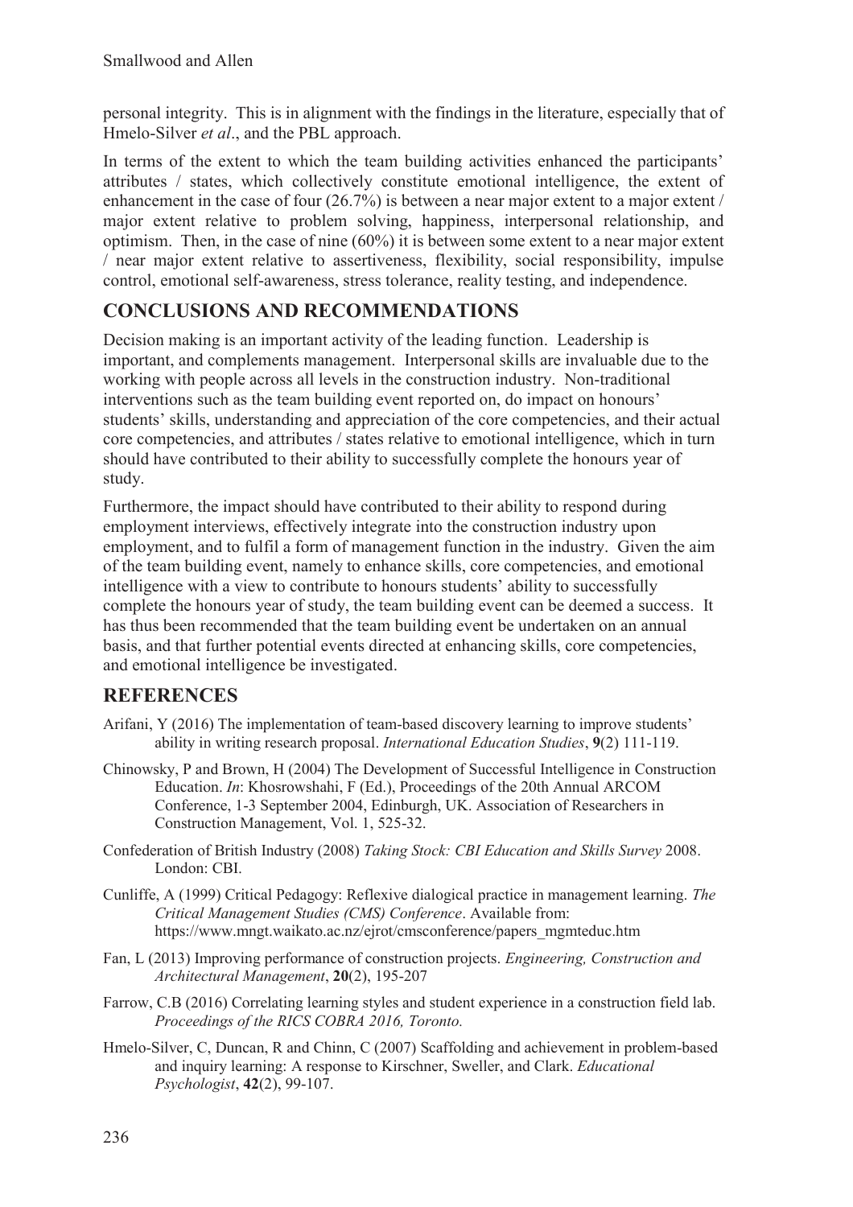personal integrity. This is in alignment with the findings in the literature, especially that of Hmelo-Silver *et al*., and the PBL approach.

In terms of the extent to which the team building activities enhanced the participants' attributes / states, which collectively constitute emotional intelligence, the extent of enhancement in the case of four (26.7%) is between a near major extent to a major extent / major extent relative to problem solving, happiness, interpersonal relationship, and optimism. Then, in the case of nine (60%) it is between some extent to a near major extent / near major extent relative to assertiveness, flexibility, social responsibility, impulse control, emotional self-awareness, stress tolerance, reality testing, and independence.

## CONCLUSIONS AND RECOMMENDATIONS

Decision making is an important activity of the leading function. Leadership is important, and complements management. Interpersonal skills are invaluable due to the working with people across all levels in the construction industry. Non-traditional interventions such as the team building event reported on, do impact on honours' students' skills, understanding and appreciation of the core competencies, and their actual core competencies, and attributes / states relative to emotional intelligence, which in turn should have contributed to their ability to successfully complete the honours year of study.

Furthermore, the impact should have contributed to their ability to respond during employment interviews, effectively integrate into the construction industry upon employment, and to fulfil a form of management function in the industry. Given the aim of the team building event, namely to enhance skills, core competencies, and emotional intelligence with a view to contribute to honours students' ability to successfully complete the honours year of study, the team building event can be deemed a success. It has thus been recommended that the team building event be undertaken on an annual basis, and that further potential events directed at enhancing skills, core competencies, and emotional intelligence be investigated.

## REFERENCES

Arifani, Y (2016) The implementation of team-based discovery learning to improve students' ability in writing research proposal. *International Education Studies*, **9**(2) 111-119.

Chinowsky, P and Brown, H (2004) The Development of Successful Intelligence in Construction Education. *In*: Khosrowshahi, F (Ed.), Proceedings of the 20th Annual ARCOM Conference, 1-3 September 2004, Edinburgh, UK. Association of Researchers in Construction Management, Vol. 1, 525-32.

Confederation of British Industry (2008) *Taking Stock: CBI Education and Skills Survey* 2008. London: CBI.

Cunliffe, A (1999) Critical Pedagogy: Reflexive dialogical practice in management learning. *The Critical Management Studies (CMS) Conference*. Available from: https://www.mngt.waikato.ac.nz/ejrot/cmsconference/papers_mgmteduc.htm

Fan, L (2013) Improving performance of construction projects. *Engineering, Construction and Architectural Management*, **20**(2), 195-207

Farrow, C.B (2016) Correlating learning styles and student experience in a construction field lab. *Proceedings of the RICS COBRA 2016, Toronto.*

Hmelo-Silver, C, Duncan, R and Chinn, C (2007) Scaffolding and achievement in problem-based and inquiry learning: A response to Kirschner, Sweller, and Clark. *Educational Psychologist*, **42**(2), 99-107.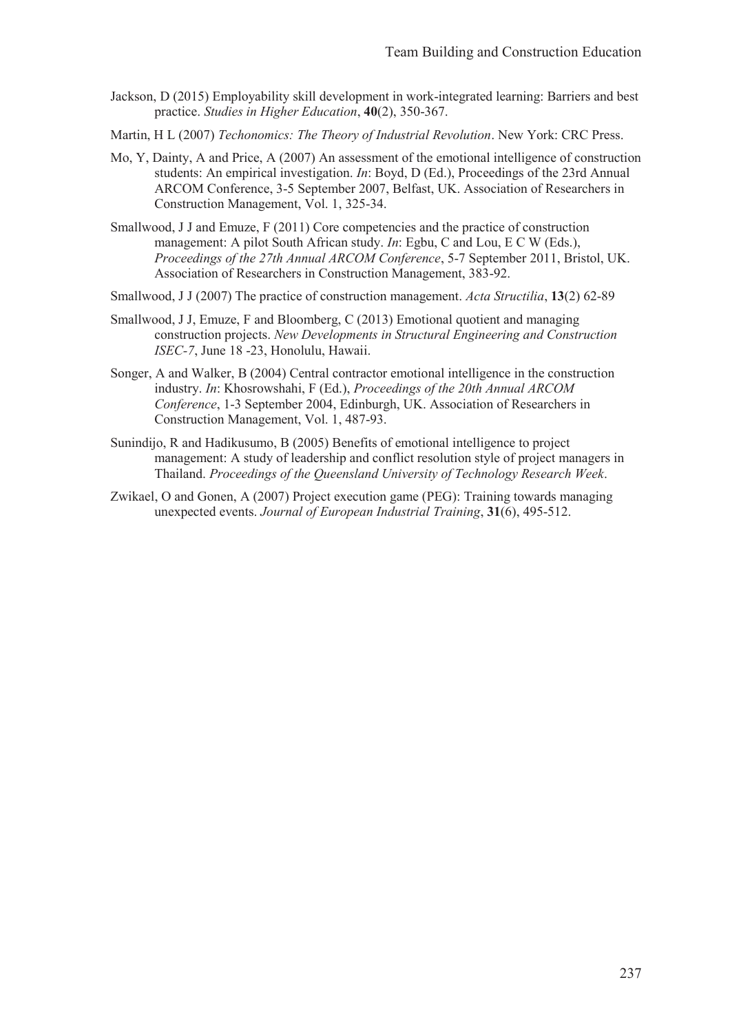Jackson, D (2015) Employability skill development in work-integrated learning: Barriers and best practice. *Studies in Higher Education*, **40**(2), 350-367.

Martin, H L (2007) *Techonomics: The Theory of Industrial Revolution*. New York: CRC Press.

Mo, Y, Dainty, A and Price, A (2007) An assessment of the emotional intelligence of construction students: An empirical investigation. *In*: Boyd, D (Ed.), Proceedings of the 23rd Annual ARCOM Conference, 3-5 September 2007, Belfast, UK. Association of Researchers in Construction Management, Vol. 1, 325-34.

Smallwood, J J and Emuze, F (2011) Core competencies and the practice of construction management: A pilot South African study. *In*: Egbu, C and Lou, E C W (Eds.), *Proceedings of the 27th Annual ARCOM Conference*, 5-7 September 2011, Bristol, UK. Association of Researchers in Construction Management, 383-92.

Smallwood, J J (2007) The practice of construction management. *Acta Structilia*, **13**(2) 62-89

Smallwood, J J, Emuze, F and Bloomberg, C (2013) Emotional quotient and managing construction projects. *New Developments in Structural Engineering and Construction ISEC-7*, June 18 -23, Honolulu, Hawaii.

Songer, A and Walker, B (2004) Central contractor emotional intelligence in the construction industry. *In*: Khosrowshahi, F (Ed.), *Proceedings of the 20th Annual ARCOM Conference*, 1-3 September 2004, Edinburgh, UK. Association of Researchers in Construction Management, Vol. 1, 487-93.

Sunindijo, R and Hadikusumo, B (2005) Benefits of emotional intelligence to project management: A study of leadership and conflict resolution style of project managers in Thailand. *Proceedings of the Queensland University of Technology Research Week*.

Zwikael, O and Gonen, A (2007) Project execution game (PEG): Training towards managing unexpected events. *Journal of European Industrial Training*, **31**(6), 495-512.